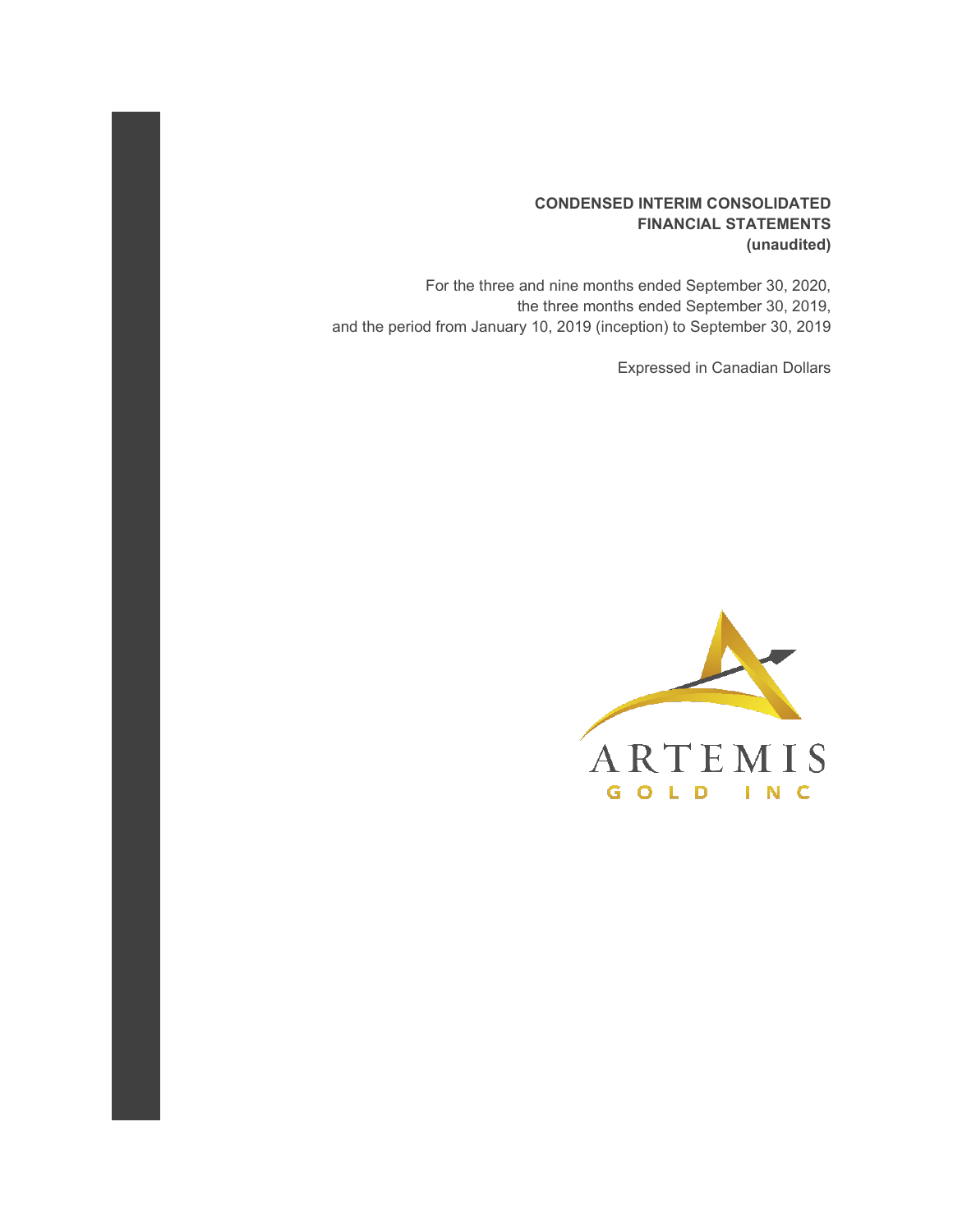# CONDENSED INTERIM CONSOLIDATED FINANCIAL STATEMENTS (unaudited)

For the three and nine months ended September 30, 2020,
the three months ended September 30, 2019,
and the period from January 10, 2019 (inception) to September 30, 2019

Expressed in Canadian Dollars

ARTEMIS
GOLD INC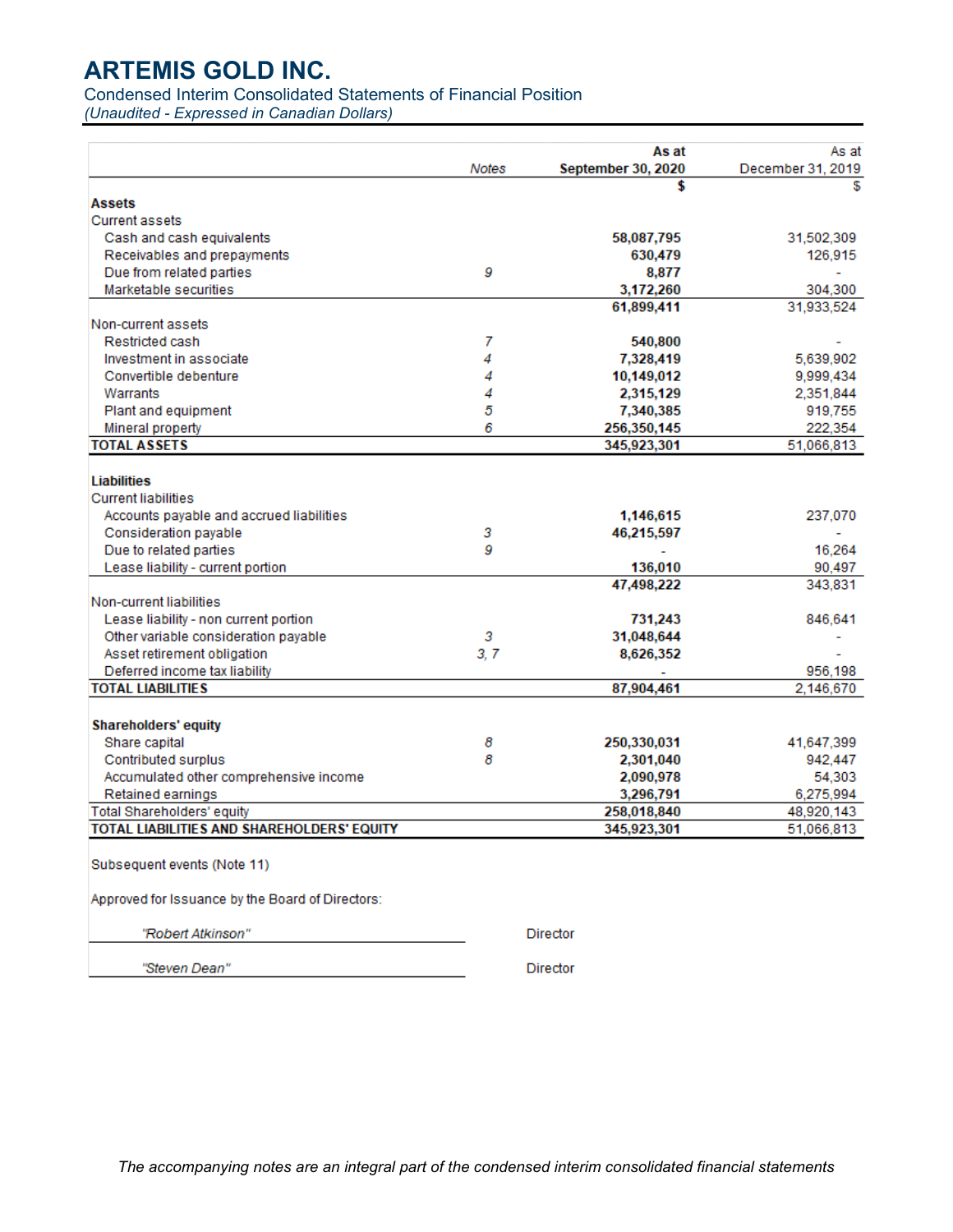# ARTEMIS GOLD INC.

Condensed Interim Consolidated Statements of Financial Position

*(Unaudited - Expressed in Canadian Dollars)*

| | Notes | As at September 30, 2020 | As at December 31, 2019 |
|---|---|---|---|
| | | $ | $ |
| **Assets** | | | |
| Current assets | | | |
| Cash and cash equivalents | | 58,087,795 | 31,502,309 |
| Receivables and prepayments | | 630,479 | 126,915 |
| Due from related parties | 9 | 8,877 | - |
| Marketable securities | | 3,172,260 | 304,300 |
| | | 61,899,411 | 31,933,524 |
| Non-current assets | | | |
| Restricted cash | 7 | 540,800 | - |
| Investment in associate | 4 | 7,328,419 | 5,639,902 |
| Convertible debenture | 4 | 10,149,012 | 9,999,434 |
| Warrants | 4 | 2,315,129 | 2,351,844 |
| Plant and equipment | 5 | 7,340,385 | 919,755 |
| Mineral property | 6 | 256,350,145 | 222,354 |
| **TOTAL ASSETS** | | 345,923,301 | 51,066,813 |
| **Liabilities** | | | |
| Current liabilities | | | |
| Accounts payable and accrued liabilities | | 1,146,615 | 237,070 |
| Consideration payable | 3 | 46,215,597 | - |
| Due to related parties | 9 | - | 16,264 |
| Lease liability - current portion | | 136,010 | 90,497 |
| | | 47,498,222 | 343,831 |
| Non-current liabilities | | | |
| Lease liability - non current portion | | 731,243 | 846,641 |
| Other variable consideration payable | 3 | 31,048,644 | - |
| Asset retirement obligation | 3, 7 | 8,626,352 | - |
| Deferred income tax liability | | - | 956,198 |
| **TOTAL LIABILITIES** | | 87,904,461 | 2,146,670 |
| **Shareholders' equity** | | | |
| Share capital | 8 | 250,330,031 | 41,647,399 |
| Contributed surplus | 8 | 2,301,040 | 942,447 |
| Accumulated other comprehensive income | | 2,090,978 | 54,303 |
| Retained earnings | | 3,296,791 | 6,275,994 |
| Total Shareholders' equity | | 258,018,840 | 48,920,143 |
| **TOTAL LIABILITIES AND SHAREHOLDERS' EQUITY** | | 345,923,301 | 51,066,813 |

Subsequent events (Note 11)

Approved for Issuance by the Board of Directors:

*"Robert Atkinson"* Director

*"Steven Dean"* Director

*The accompanying notes are an integral part of the condensed interim consolidated financial statements*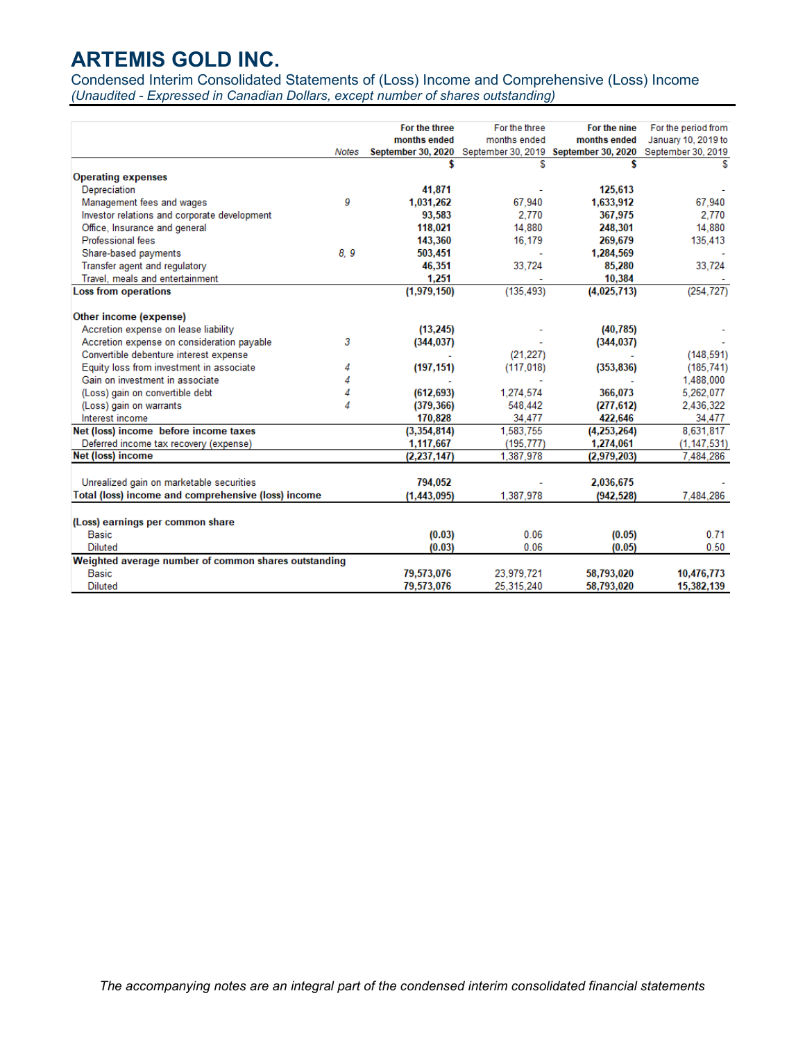# ARTEMIS GOLD INC.

Condensed Interim Consolidated Statements of (Loss) Income and Comprehensive (Loss) Income

*(Unaudited - Expressed in Canadian Dollars, except number of shares outstanding)*

| | Notes | For the three months ended September 30, 2020 | For the three months ended September 30, 2019 | For the nine months ended September 30, 2020 | For the period from January 10, 2019 to September 30, 2019 |
|---|---|---|---|---|---|
| | | **$** | $ | **$** | $ |
| **Operating expenses** | | | | | |
| Depreciation | | **41,871** | - | **125,613** | - |
| Management fees and wages | 9 | **1,031,262** | 67,940 | **1,633,912** | 67,940 |
| Investor relations and corporate development | | **93,583** | 2,770 | **367,975** | 2,770 |
| Office, Insurance and general | | **118,021** | 14,880 | **248,301** | 14,880 |
| Professional fees | | **143,360** | 16,179 | **269,679** | 135,413 |
| Share-based payments | 8, 9 | **503,451** | - | **1,284,569** | - |
| Transfer agent and regulatory | | **46,351** | 33,724 | **85,280** | 33,724 |
| Travel, meals and entertainment | | **1,251** | - | **10,384** | - |
| **Loss from operations** | | **(1,979,150)** | (135,493) | **(4,025,713)** | (254,727) |
| | | | | | |
| **Other income (expense)** | | | | | |
| Accretion expense on lease liability | | **(13,245)** | - | **(40,785)** | - |
| Accretion expense on consideration payable | 3 | **(344,037)** | - | **(344,037)** | - |
| Convertible debenture interest expense | | **-** | (21,227) | **-** | (148,591) |
| Equity loss from investment in associate | 4 | **(197,151)** | (117,018) | **(353,836)** | (185,741) |
| Gain on investment in associate | 4 | **-** | - | **-** | 1,488,000 |
| (Loss) gain on convertible debt | 4 | **(612,693)** | 1,274,574 | **366,073** | 5,262,077 |
| (Loss) gain on warrants | 4 | **(379,366)** | 548,442 | **(277,612)** | 2,436,322 |
| Interest income | | **170,828** | 34,477 | **422,646** | 34,477 |
| **Net (loss) income before income taxes** | | **(3,354,814)** | 1,583,755 | **(4,253,264)** | 8,631,817 |
| Deferred income tax recovery (expense) | | **1,117,667** | (195,777) | **1,274,061** | (1,147,531) |
| **Net (loss) income** | | **(2,237,147)** | 1,387,978 | **(2,979,203)** | 7,484,286 |
| | | | | | |
| Unrealized gain on marketable securities | | **794,052** | - | **2,036,675** | - |
| **Total (loss) income and comprehensive (loss) income** | | **(1,443,095)** | 1,387,978 | **(942,528)** | 7,484,286 |
| | | | | | |
| **(Loss) earnings per common share** | | | | | |
| Basic | | **(0.03)** | 0.06 | **(0.05)** | 0.71 |
| Diluted | | **(0.03)** | 0.06 | **(0.05)** | 0.50 |
| **Weighted average number of common shares outstanding** | | | | | |
| Basic | | **79,573,076** | 23,979,721 | **58,793,020** | **10,476,773** |
| Diluted | | **79,573,076** | 25,315,240 | **58,793,020** | **15,382,139** |

*The accompanying notes are an integral part of the condensed interim consolidated financial statements*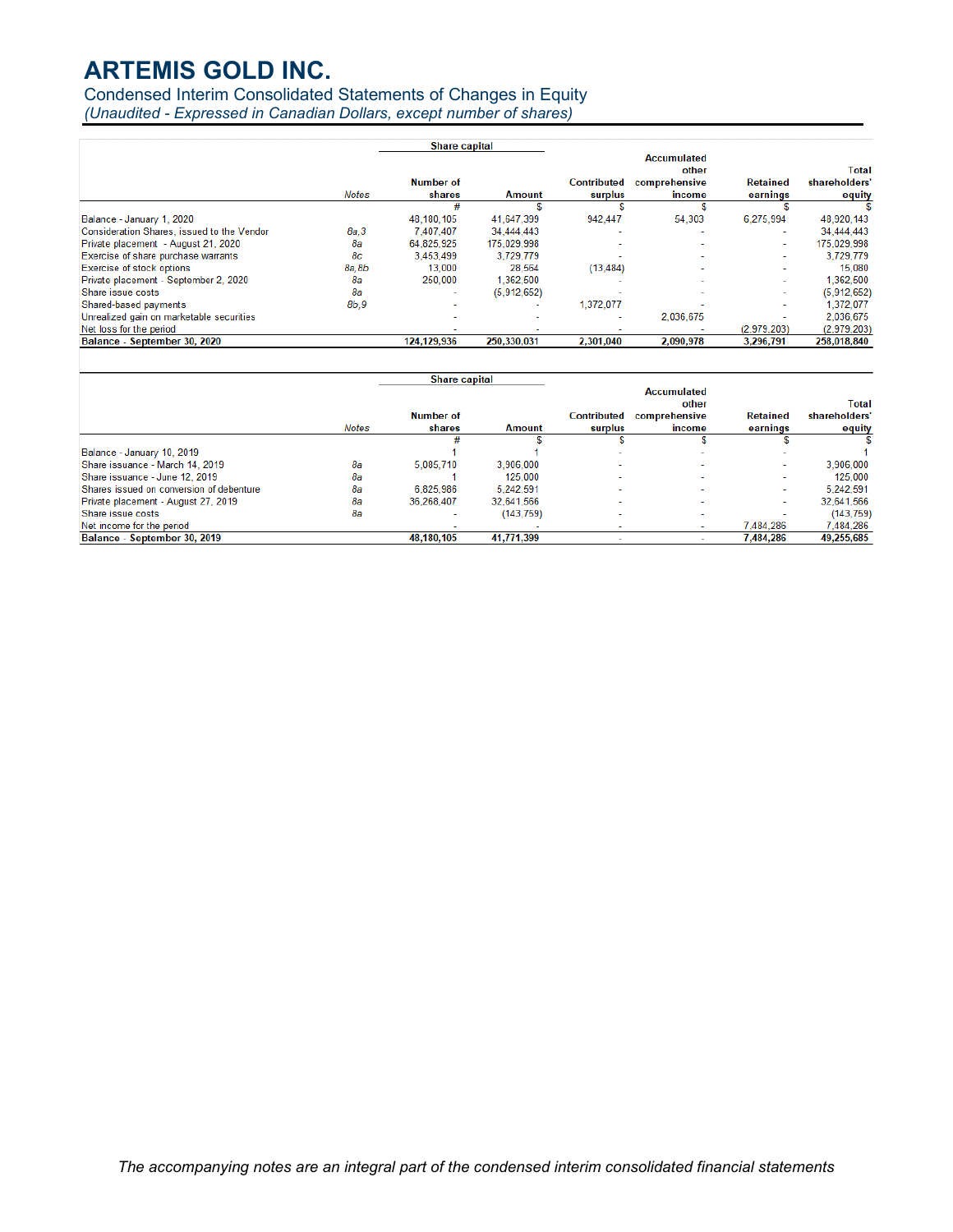# ARTEMIS GOLD INC.

Condensed Interim Consolidated Statements of Changes in Equity

*(Unaudited - Expressed in Canadian Dollars, except number of shares)*

| | Notes | Share capital | | Contributed surplus | Accumulated other comprehensive income | Retained earnings | Total shareholders' equity |
|---|---|---|---|---|---|---|---|
| | | Number of shares | Amount | | | | |
| | | # | $ | $ | $ | $ | $ |
| Balance - January 1, 2020 | | 48,180,105 | 41,647,399 | 942,447 | 54,303 | 6,275,994 | 48,920,143 |
| Consideration Shares, issued to the Vendor | 8a,3 | 7,407,407 | 34,444,443 | - | - | - | 34,444,443 |
| Private placement - August 21, 2020 | 8a | 64,825,925 | 175,029,998 | - | - | - | 175,029,998 |
| Exercise of share purchase warrants | 8c | 3,453,499 | 3,729,779 | - | - | - | 3,729,779 |
| Exercise of stock options | 8a, 8b | 13,000 | 28,564 | (13,484) | - | - | 15,080 |
| Private placement - September 2, 2020 | 8a | 250,000 | 1,362,500 | - | - | - | 1,362,500 |
| Share issue costs | 8a | - | (5,912,652) | - | - | - | (5,912,652) |
| Shared-based payments | 8b,9 | - | - | 1,372,077 | - | - | 1,372,077 |
| Unrealized gain on marketable securities | | - | - | - | 2,036,675 | - | 2,036,675 |
| Net loss for the period | | - | - | - | - | (2,979,203) | (2,979,203) |
| **Balance - September 30, 2020** | | **124,129,936** | **250,330,031** | **2,301,040** | **2,090,978** | **3,296,791** | **258,018,840** |

| | Notes | Share capital | | Contributed surplus | Accumulated other comprehensive income | Retained earnings | Total shareholders' equity |
|---|---|---|---|---|---|---|---|
| | | Number of shares | Amount | | | | |
| | | # | $ | $ | $ | $ | $ |
| Balance - January 10, 2019 | | 1 | 1 | - | - | - | 1 |
| Share issuance - March 14, 2019 | 8a | 5,085,710 | 3,906,000 | - | - | - | 3,906,000 |
| Share issuance - June 12, 2019 | 8a | 1 | 125,000 | - | - | - | 125,000 |
| Shares issued on conversion of debenture | 8a | 6,825,986 | 5,242,591 | - | - | - | 5,242,591 |
| Private placement - August 27, 2019 | 8a | 36,268,407 | 32,641,566 | - | - | - | 32,641,566 |
| Share issue costs | 8a | - | (143,759) | - | - | - | (143,759) |
| Net income for the period | | - | - | - | - | 7,484,286 | 7,484,286 |
| **Balance - September 30, 2019** | | **48,180,105** | **41,771,399** | - | - | **7,484,286** | **49,255,685** |

*The accompanying notes are an integral part of the condensed interim consolidated financial statements*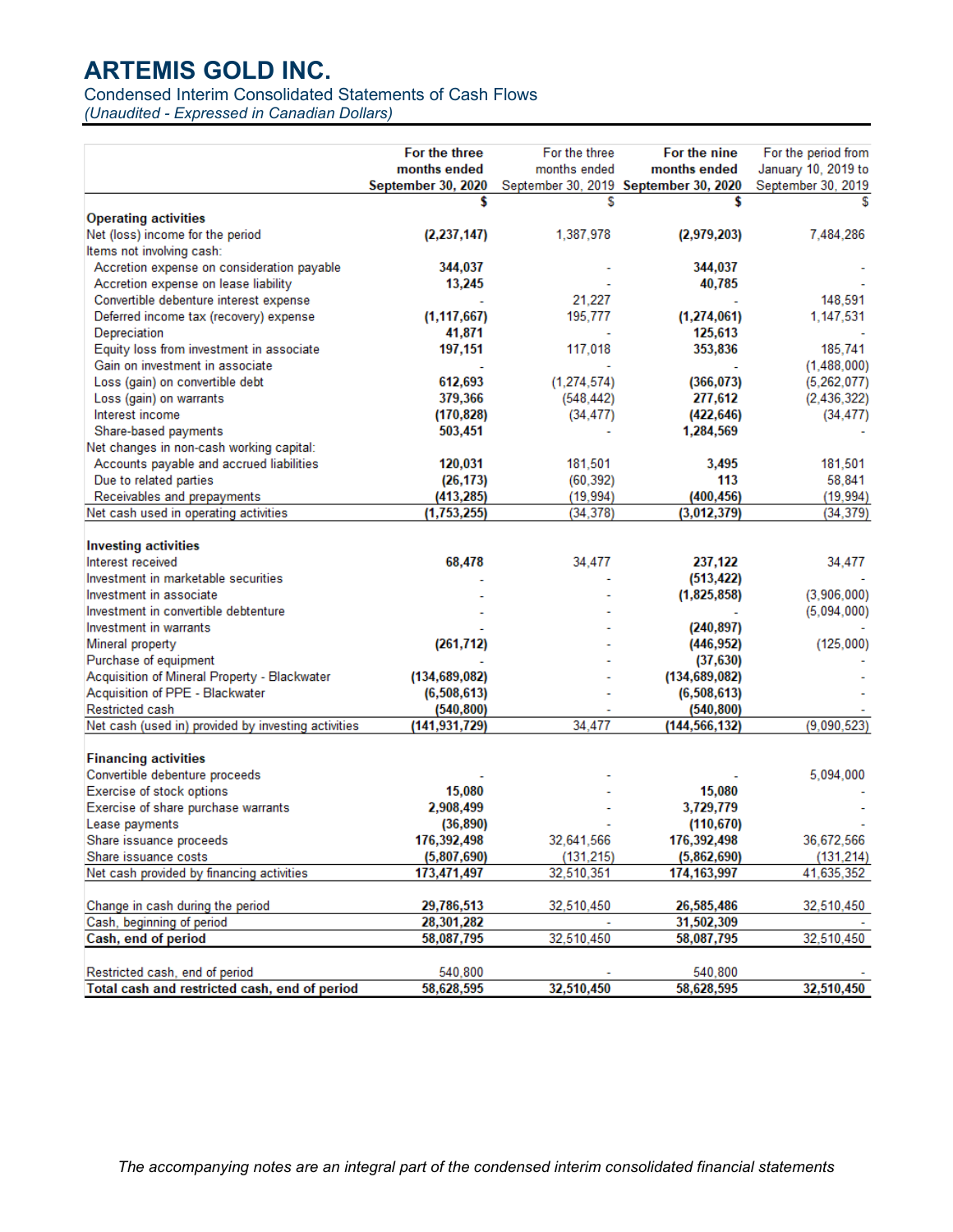# ARTEMIS GOLD INC.

Condensed Interim Consolidated Statements of Cash Flows

*(Unaudited - Expressed in Canadian Dollars)*

| | For the three months ended September 30, 2020 | For the three months ended September 30, 2019 | For the nine months ended September 30, 2020 | For the period from January 10, 2019 to September 30, 2019 |
|---|---|---|---|---|
| | $ | $ | $ | $ |
| **Operating activities** | | | | |
| Net (loss) income for the period | **(2,237,147)** | 1,387,978 | **(2,979,203)** | 7,484,286 |
| Items not involving cash: | | | | |
| Accretion expense on consideration payable | **344,037** | - | **344,037** | - |
| Accretion expense on lease liability | **13,245** | - | **40,785** | - |
| Convertible debenture interest expense | - | 21,227 | - | 148,591 |
| Deferred income tax (recovery) expense | **(1,117,667)** | 195,777 | **(1,274,061)** | 1,147,531 |
| Depreciation | **41,871** | - | **125,613** | - |
| Equity loss from investment in associate | **197,151** | 117,018 | **353,836** | 185,741 |
| Gain on investment in associate | - | - | - | (1,488,000) |
| Loss (gain) on convertible debt | **612,693** | (1,274,574) | **(366,073)** | (5,262,077) |
| Loss (gain) on warrants | **379,366** | (548,442) | **277,612** | (2,436,322) |
| Interest income | **(170,828)** | (34,477) | **(422,646)** | (34,477) |
| Share-based payments | **503,451** | - | **1,284,569** | - |
| Net changes in non-cash working capital: | | | | |
| Accounts payable and accrued liabilities | **120,031** | 181,501 | **3,495** | 181,501 |
| Due to related parties | **(26,173)** | (60,392) | **113** | 58,841 |
| Receivables and prepayments | **(413,285)** | (19,994) | **(400,456)** | (19,994) |
| Net cash used in operating activities | **(1,753,255)** | (34,378) | **(3,012,379)** | (34,379) |
| **Investing activities** | | | | |
| Interest received | **68,478** | 34,477 | **237,122** | 34,477 |
| Investment in marketable securities | - | - | **(513,422)** | - |
| Investment in associate | - | - | **(1,825,858)** | (3,906,000) |
| Investment in convertible debtenture | - | - | - | (5,094,000) |
| Investment in warrants | - | - | **(240,897)** | - |
| Mineral property | **(261,712)** | - | **(446,952)** | (125,000) |
| Purchase of equipment | - | - | **(37,630)** | - |
| Acquisition of Mineral Property - Blackwater | **(134,689,082)** | - | **(134,689,082)** | - |
| Acquisition of PPE - Blackwater | **(6,508,613)** | - | **(6,508,613)** | - |
| Restricted cash | **(540,800)** | - | **(540,800)** | - |
| Net cash (used in) provided by investing activities | **(141,931,729)** | 34,477 | **(144,566,132)** | (9,090,523) |
| **Financing activities** | | | | |
| Convertible debenture proceeds | - | - | - | 5,094,000 |
| Exercise of stock options | **15,080** | - | **15,080** | - |
| Exercise of share purchase warrants | **2,908,499** | - | **3,729,779** | - |
| Lease payments | **(36,890)** | - | **(110,670)** | - |
| Share issuance proceeds | **176,392,498** | 32,641,566 | **176,392,498** | 36,672,566 |
| Share issuance costs | **(5,807,690)** | (131,215) | **(5,862,690)** | (131,214) |
| Net cash provided by financing activities | **173,471,497** | 32,510,351 | **174,163,997** | 41,635,352 |
| Change in cash during the period | **29,786,513** | 32,510,450 | **26,585,486** | 32,510,450 |
| Cash, beginning of period | **28,301,282** | - | **31,502,309** | - |
| **Cash, end of period** | **58,087,795** | 32,510,450 | **58,087,795** | 32,510,450 |
| Restricted cash, end of period | 540,800 | - | 540,800 | - |
| **Total cash and restricted cash, end of period** | **58,628,595** | **32,510,450** | **58,628,595** | **32,510,450** |

*The accompanying notes are an integral part of the condensed interim consolidated financial statements*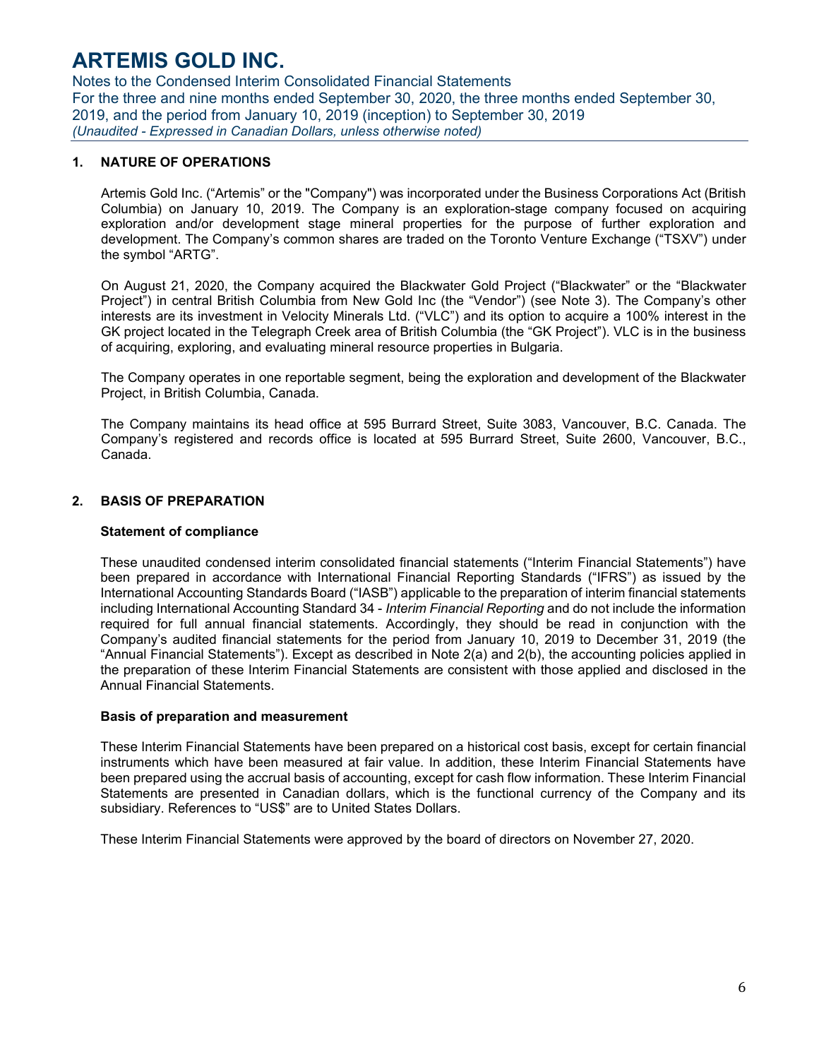## 1. NATURE OF OPERATIONS

Artemis Gold Inc. ("Artemis" or the "Company") was incorporated under the Business Corporations Act (British Columbia) on January 10, 2019. The Company is an exploration-stage company focused on acquiring exploration and/or development stage mineral properties for the purpose of further exploration and development. The Company's common shares are traded on the Toronto Venture Exchange ("TSXV") under the symbol "ARTG".

On August 21, 2020, the Company acquired the Blackwater Gold Project ("Blackwater" or the "Blackwater Project") in central British Columbia from New Gold Inc (the "Vendor") (see Note 3). The Company's other interests are its investment in Velocity Minerals Ltd. ("VLC") and its option to acquire a 100% interest in the GK project located in the Telegraph Creek area of British Columbia (the "GK Project"). VLC is in the business of acquiring, exploring, and evaluating mineral resource properties in Bulgaria.

The Company operates in one reportable segment, being the exploration and development of the Blackwater Project, in British Columbia, Canada.

The Company maintains its head office at 595 Burrard Street, Suite 3083, Vancouver, B.C. Canada. The Company's registered and records office is located at 595 Burrard Street, Suite 2600, Vancouver, B.C., Canada.

## 2. BASIS OF PREPARATION

### Statement of compliance

These unaudited condensed interim consolidated financial statements ("Interim Financial Statements") have been prepared in accordance with International Financial Reporting Standards ("IFRS") as issued by the International Accounting Standards Board ("IASB") applicable to the preparation of interim financial statements including International Accounting Standard 34 - *Interim Financial Reporting* and do not include the information required for full annual financial statements. Accordingly, they should be read in conjunction with the Company's audited financial statements for the period from January 10, 2019 to December 31, 2019 (the "Annual Financial Statements"). Except as described in Note 2(a) and 2(b), the accounting policies applied in the preparation of these Interim Financial Statements are consistent with those applied and disclosed in the Annual Financial Statements.

### Basis of preparation and measurement

These Interim Financial Statements have been prepared on a historical cost basis, except for certain financial instruments which have been measured at fair value. In addition, these Interim Financial Statements have been prepared using the accrual basis of accounting, except for cash flow information. These Interim Financial Statements are presented in Canadian dollars, which is the functional currency of the Company and its subsidiary. References to "US$" are to United States Dollars.

These Interim Financial Statements were approved by the board of directors on November 27, 2020.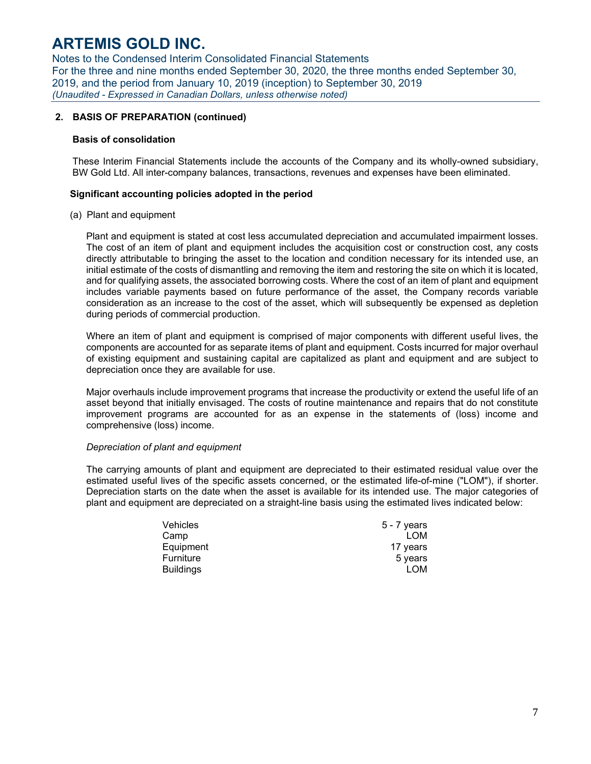## 2. BASIS OF PREPARATION (continued)

### Basis of consolidation

These Interim Financial Statements include the accounts of the Company and its wholly-owned subsidiary, BW Gold Ltd. All inter-company balances, transactions, revenues and expenses have been eliminated.

### Significant accounting policies adopted in the period

(a) Plant and equipment

Plant and equipment is stated at cost less accumulated depreciation and accumulated impairment losses. The cost of an item of plant and equipment includes the acquisition cost or construction cost, any costs directly attributable to bringing the asset to the location and condition necessary for its intended use, an initial estimate of the costs of dismantling and removing the item and restoring the site on which it is located, and for qualifying assets, the associated borrowing costs. Where the cost of an item of plant and equipment includes variable payments based on future performance of the asset, the Company records variable consideration as an increase to the cost of the asset, which will subsequently be expensed as depletion during periods of commercial production.

Where an item of plant and equipment is comprised of major components with different useful lives, the components are accounted for as separate items of plant and equipment. Costs incurred for major overhaul of existing equipment and sustaining capital are capitalized as plant and equipment and are subject to depreciation once they are available for use.

Major overhauls include improvement programs that increase the productivity or extend the useful life of an asset beyond that initially envisaged. The costs of routine maintenance and repairs that do not constitute improvement programs are accounted for as an expense in the statements of (loss) income and comprehensive (loss) income.

*Depreciation of plant and equipment*

The carrying amounts of plant and equipment are depreciated to their estimated residual value over the estimated useful lives of the specific assets concerned, or the estimated life-of-mine ("LOM"), if shorter. Depreciation starts on the date when the asset is available for its intended use. The major categories of plant and equipment are depreciated on a straight-line basis using the estimated lives indicated below:

| | |
|---|---|
| Vehicles | 5 - 7 years |
| Camp | LOM |
| Equipment | 17 years |
| Furniture | 5 years |
| Buildings | LOM |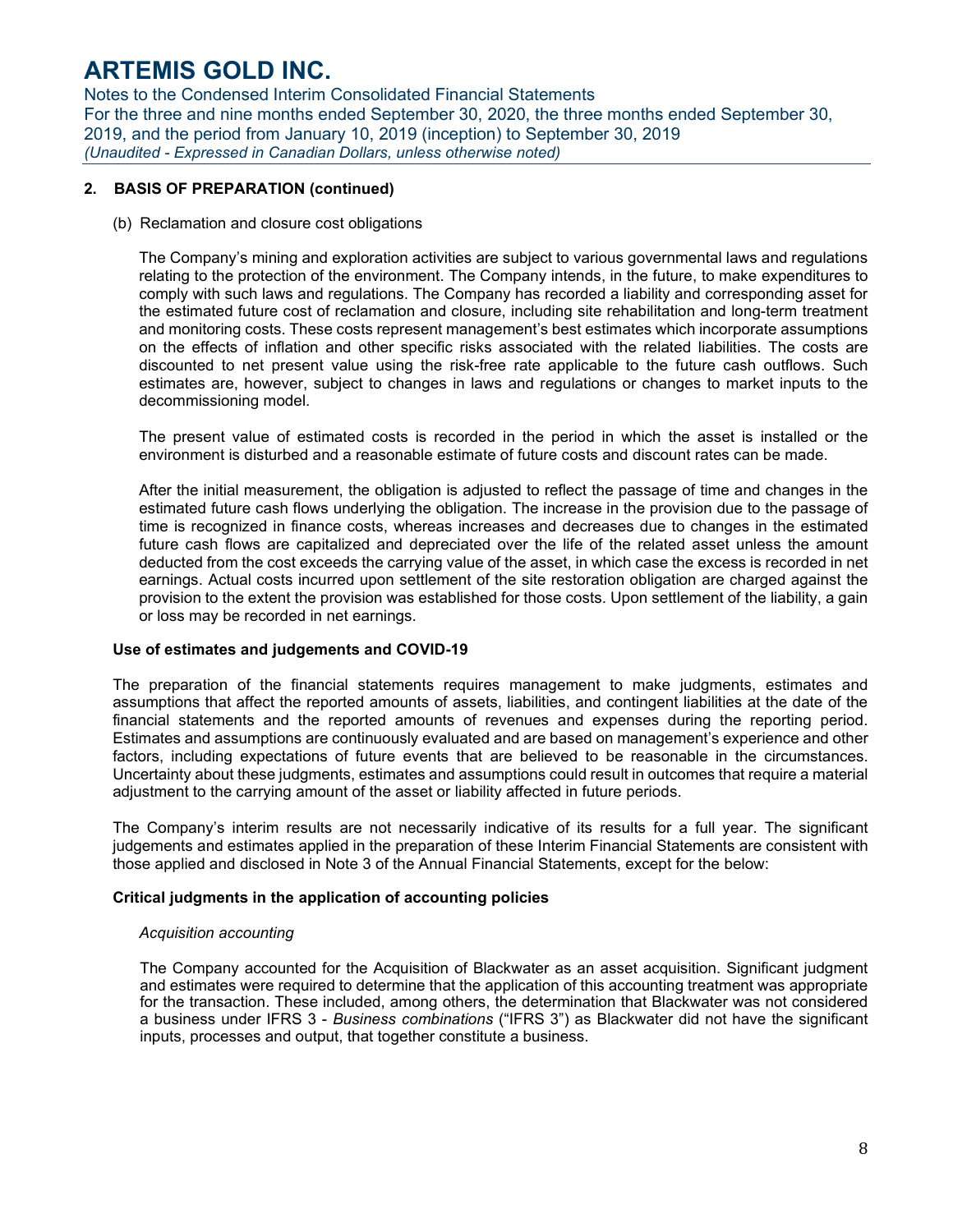## 2. BASIS OF PREPARATION (continued)

(b) Reclamation and closure cost obligations

The Company's mining and exploration activities are subject to various governmental laws and regulations relating to the protection of the environment. The Company intends, in the future, to make expenditures to comply with such laws and regulations. The Company has recorded a liability and corresponding asset for the estimated future cost of reclamation and closure, including site rehabilitation and long-term treatment and monitoring costs. These costs represent management's best estimates which incorporate assumptions on the effects of inflation and other specific risks associated with the related liabilities. The costs are discounted to net present value using the risk-free rate applicable to the future cash outflows. Such estimates are, however, subject to changes in laws and regulations or changes to market inputs to the decommissioning model.

The present value of estimated costs is recorded in the period in which the asset is installed or the environment is disturbed and a reasonable estimate of future costs and discount rates can be made.

After the initial measurement, the obligation is adjusted to reflect the passage of time and changes in the estimated future cash flows underlying the obligation. The increase in the provision due to the passage of time is recognized in finance costs, whereas increases and decreases due to changes in the estimated future cash flows are capitalized and depreciated over the life of the related asset unless the amount deducted from the cost exceeds the carrying value of the asset, in which case the excess is recorded in net earnings. Actual costs incurred upon settlement of the site restoration obligation are charged against the provision to the extent the provision was established for those costs. Upon settlement of the liability, a gain or loss may be recorded in net earnings.

**Use of estimates and judgements and COVID-19**

The preparation of the financial statements requires management to make judgments, estimates and assumptions that affect the reported amounts of assets, liabilities, and contingent liabilities at the date of the financial statements and the reported amounts of revenues and expenses during the reporting period. Estimates and assumptions are continuously evaluated and are based on management's experience and other factors, including expectations of future events that are believed to be reasonable in the circumstances. Uncertainty about these judgments, estimates and assumptions could result in outcomes that require a material adjustment to the carrying amount of the asset or liability affected in future periods.

The Company's interim results are not necessarily indicative of its results for a full year. The significant judgements and estimates applied in the preparation of these Interim Financial Statements are consistent with those applied and disclosed in Note 3 of the Annual Financial Statements, except for the below:

**Critical judgments in the application of accounting policies**

*Acquisition accounting*

The Company accounted for the Acquisition of Blackwater as an asset acquisition. Significant judgment and estimates were required to determine that the application of this accounting treatment was appropriate for the transaction. These included, among others, the determination that Blackwater was not considered a business under IFRS 3 - *Business combinations* ("IFRS 3") as Blackwater did not have the significant inputs, processes and output, that together constitute a business.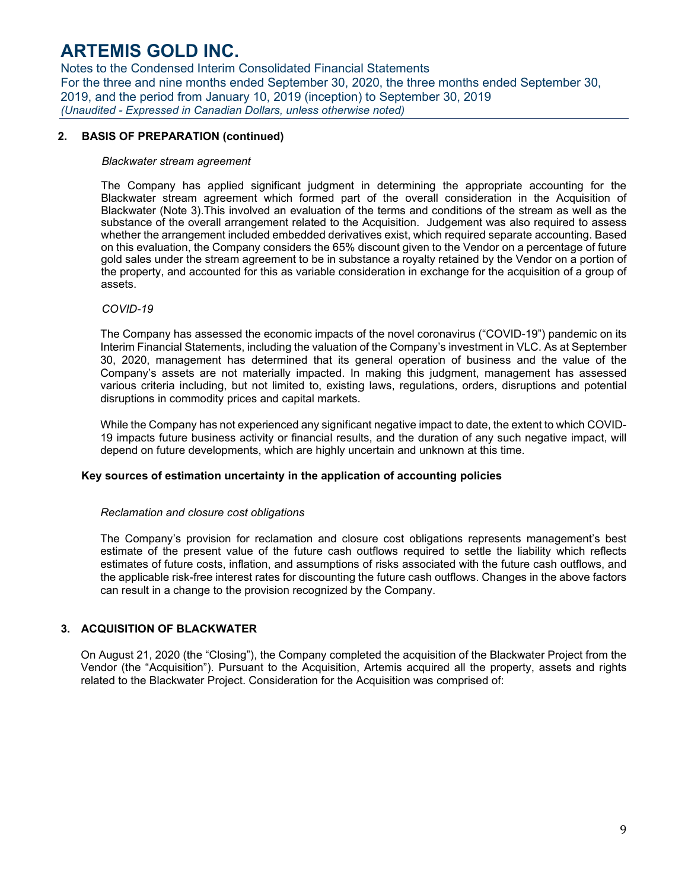## 2. BASIS OF PREPARATION (continued)

*Blackwater stream agreement*

The Company has applied significant judgment in determining the appropriate accounting for the Blackwater stream agreement which formed part of the overall consideration in the Acquisition of Blackwater (Note 3).This involved an evaluation of the terms and conditions of the stream as well as the substance of the overall arrangement related to the Acquisition. Judgement was also required to assess whether the arrangement included embedded derivatives exist, which required separate accounting. Based on this evaluation, the Company considers the 65% discount given to the Vendor on a percentage of future gold sales under the stream agreement to be in substance a royalty retained by the Vendor on a portion of the property, and accounted for this as variable consideration in exchange for the acquisition of a group of assets.

*COVID-19*

The Company has assessed the economic impacts of the novel coronavirus ("COVID-19") pandemic on its Interim Financial Statements, including the valuation of the Company's investment in VLC. As at September 30, 2020, management has determined that its general operation of business and the value of the Company's assets are not materially impacted. In making this judgment, management has assessed various criteria including, but not limited to, existing laws, regulations, orders, disruptions and potential disruptions in commodity prices and capital markets.

While the Company has not experienced any significant negative impact to date, the extent to which COVID-19 impacts future business activity or financial results, and the duration of any such negative impact, will depend on future developments, which are highly uncertain and unknown at this time.

**Key sources of estimation uncertainty in the application of accounting policies**

*Reclamation and closure cost obligations*

The Company's provision for reclamation and closure cost obligations represents management's best estimate of the present value of the future cash outflows required to settle the liability which reflects estimates of future costs, inflation, and assumptions of risks associated with the future cash outflows, and the applicable risk-free interest rates for discounting the future cash outflows. Changes in the above factors can result in a change to the provision recognized by the Company.

## 3. ACQUISITION OF BLACKWATER

On August 21, 2020 (the "Closing"), the Company completed the acquisition of the Blackwater Project from the Vendor (the "Acquisition"). Pursuant to the Acquisition, Artemis acquired all the property, assets and rights related to the Blackwater Project. Consideration for the Acquisition was comprised of: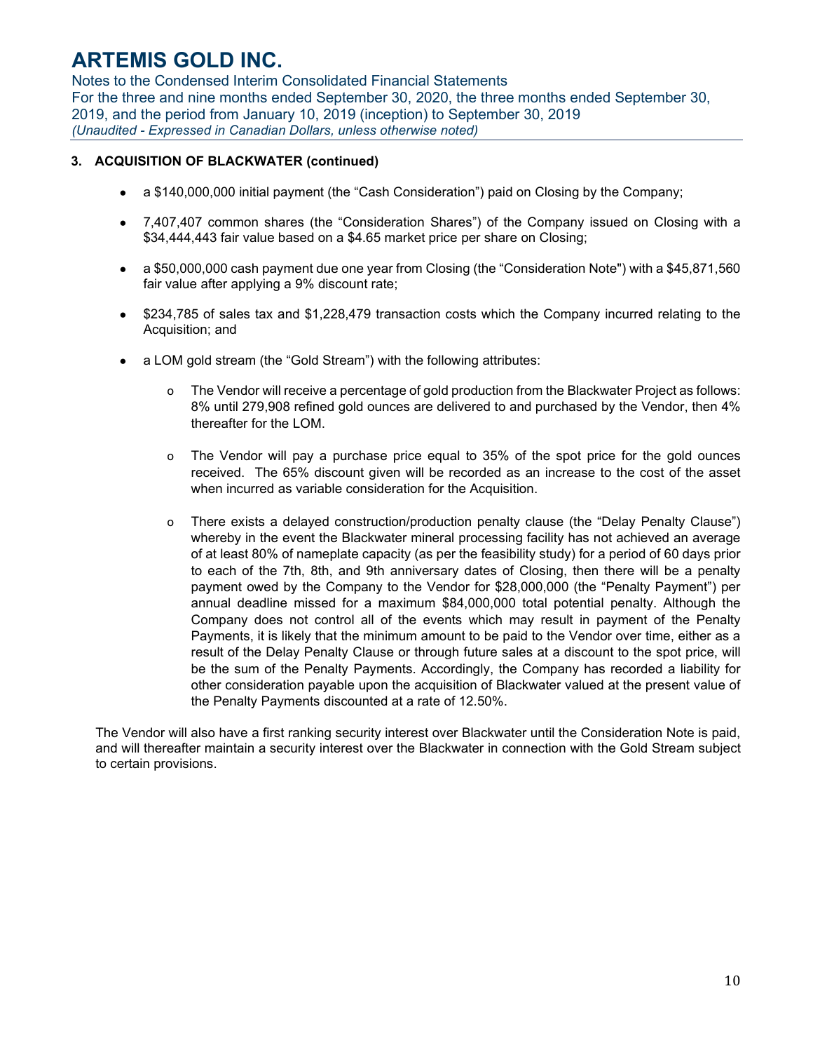### 3. ACQUISITION OF BLACKWATER (continued)

- a $140,000,000 initial payment (the "Cash Consideration") paid on Closing by the Company;
- 7,407,407 common shares (the "Consideration Shares") of the Company issued on Closing with a $34,444,443 fair value based on a $4.65 market price per share on Closing;
- a $50,000,000 cash payment due one year from Closing (the "Consideration Note") with a $45,871,560 fair value after applying a 9% discount rate;
- $234,785 of sales tax and $1,228,479 transaction costs which the Company incurred relating to the Acquisition; and
- a LOM gold stream (the "Gold Stream") with the following attributes:
  - The Vendor will receive a percentage of gold production from the Blackwater Project as follows: 8% until 279,908 refined gold ounces are delivered to and purchased by the Vendor, then 4% thereafter for the LOM.
  - The Vendor will pay a purchase price equal to 35% of the spot price for the gold ounces received. The 65% discount given will be recorded as an increase to the cost of the asset when incurred as variable consideration for the Acquisition.
  - There exists a delayed construction/production penalty clause (the "Delay Penalty Clause") whereby in the event the Blackwater mineral processing facility has not achieved an average of at least 80% of nameplate capacity (as per the feasibility study) for a period of 60 days prior to each of the 7th, 8th, and 9th anniversary dates of Closing, then there will be a penalty payment owed by the Company to the Vendor for $28,000,000 (the "Penalty Payment") per annual deadline missed for a maximum $84,000,000 total potential penalty. Although the Company does not control all of the events which may result in payment of the Penalty Payments, it is likely that the minimum amount to be paid to the Vendor over time, either as a result of the Delay Penalty Clause or through future sales at a discount to the spot price, will be the sum of the Penalty Payments. Accordingly, the Company has recorded a liability for other consideration payable upon the acquisition of Blackwater valued at the present value of the Penalty Payments discounted at a rate of 12.50%.

The Vendor will also have a first ranking security interest over Blackwater until the Consideration Note is paid, and will thereafter maintain a security interest over the Blackwater in connection with the Gold Stream subject to certain provisions.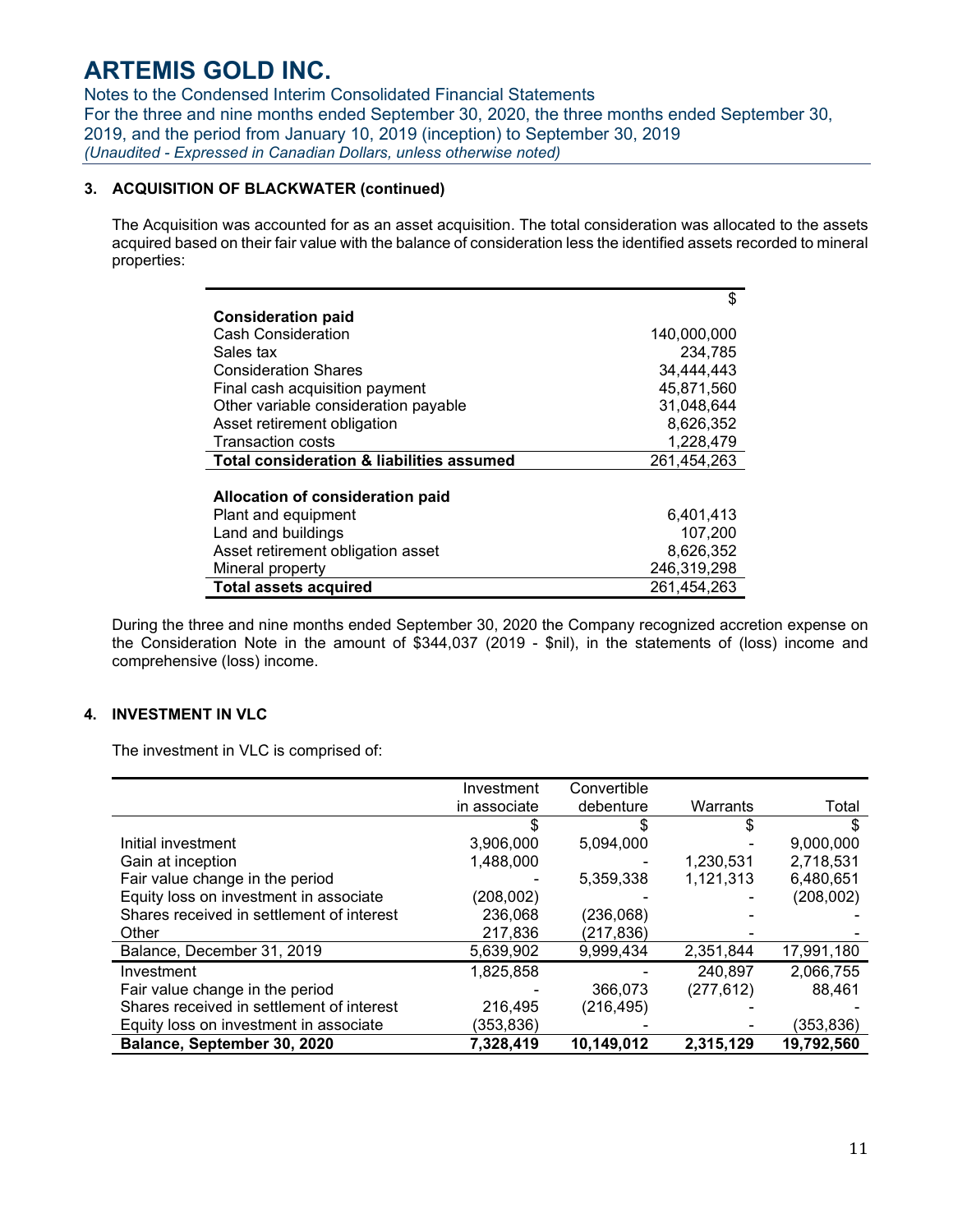### 3. ACQUISITION OF BLACKWATER (continued)

The Acquisition was accounted for as an asset acquisition. The total consideration was allocated to the assets acquired based on their fair value with the balance of consideration less the identified assets recorded to mineral properties:

| | $ |
|---|---|
| **Consideration paid** | |
| Cash Consideration | 140,000,000 |
| Sales tax | 234,785 |
| Consideration Shares | 34,444,443 |
| Final cash acquisition payment | 45,871,560 |
| Other variable consideration payable | 31,048,644 |
| Asset retirement obligation | 8,626,352 |
| Transaction costs | 1,228,479 |
| **Total consideration & liabilities assumed** | 261,454,263 |
| | |
| **Allocation of consideration paid** | |
| Plant and equipment | 6,401,413 |
| Land and buildings | 107,200 |
| Asset retirement obligation asset | 8,626,352 |
| Mineral property | 246,319,298 |
| **Total assets acquired** | 261,454,263 |

During the three and nine months ended September 30, 2020 the Company recognized accretion expense on the Consideration Note in the amount of $344,037 (2019 - $nil), in the statements of (loss) income and comprehensive (loss) income.

### 4. INVESTMENT IN VLC

The investment in VLC is comprised of:

| | Investment in associate | Convertible debenture | Warrants | Total |
|---|---|---|---|---|
| | $ | $ | $ | $ |
| Initial investment | 3,906,000 | 5,094,000 | - | 9,000,000 |
| Gain at inception | 1,488,000 | - | 1,230,531 | 2,718,531 |
| Fair value change in the period | - | 5,359,338 | 1,121,313 | 6,480,651 |
| Equity loss on investment in associate | (208,002) | - | - | (208,002) |
| Shares received in settlement of interest | 236,068 | (236,068) | - | - |
| Other | 217,836 | (217,836) | - | - |
| Balance, December 31, 2019 | 5,639,902 | 9,999,434 | 2,351,844 | 17,991,180 |
| Investment | 1,825,858 | - | 240,897 | 2,066,755 |
| Fair value change in the period | - | 366,073 | (277,612) | 88,461 |
| Shares received in settlement of interest | 216,495 | (216,495) | - | - |
| Equity loss on investment in associate | (353,836) | - | - | (353,836) |
| **Balance, September 30, 2020** | **7,328,419** | **10,149,012** | **2,315,129** | **19,792,560** |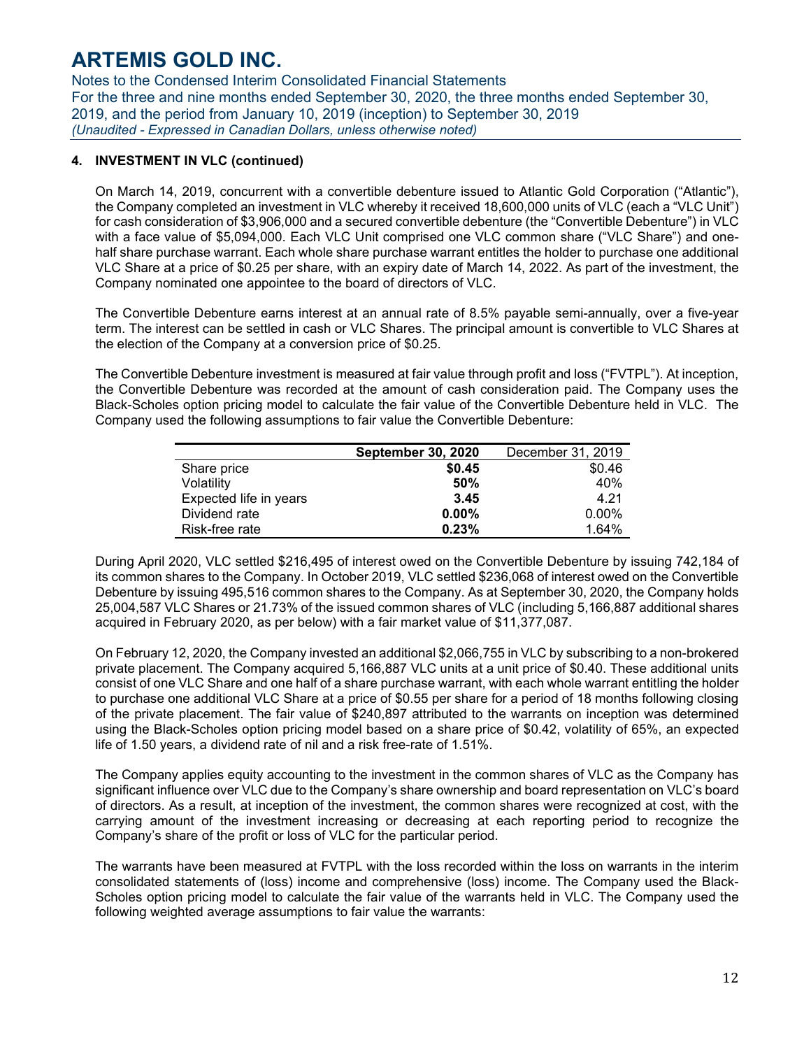### 4. INVESTMENT IN VLC (continued)

On March 14, 2019, concurrent with a convertible debenture issued to Atlantic Gold Corporation ("Atlantic"), the Company completed an investment in VLC whereby it received 18,600,000 units of VLC (each a "VLC Unit") for cash consideration of $3,906,000 and a secured convertible debenture (the "Convertible Debenture") in VLC with a face value of $5,094,000. Each VLC Unit comprised one VLC common share ("VLC Share") and one-half share purchase warrant. Each whole share purchase warrant entitles the holder to purchase one additional VLC Share at a price of $0.25 per share, with an expiry date of March 14, 2022. As part of the investment, the Company nominated one appointee to the board of directors of VLC.

The Convertible Debenture earns interest at an annual rate of 8.5% payable semi-annually, over a five-year term. The interest can be settled in cash or VLC Shares. The principal amount is convertible to VLC Shares at the election of the Company at a conversion price of $0.25.

The Convertible Debenture investment is measured at fair value through profit and loss ("FVTPL"). At inception, the Convertible Debenture was recorded at the amount of cash consideration paid. The Company uses the Black-Scholes option pricing model to calculate the fair value of the Convertible Debenture held in VLC. The Company used the following assumptions to fair value the Convertible Debenture:

| | **September 30, 2020** | December 31, 2019 |
|---|---|---|
| Share price | **$0.45** | $0.46 |
| Volatility | **50%** | 40% |
| Expected life in years | **3.45** | 4.21 |
| Dividend rate | **0.00%** | 0.00% |
| Risk-free rate | **0.23%** | 1.64% |

During April 2020, VLC settled $216,495 of interest owed on the Convertible Debenture by issuing 742,184 of its common shares to the Company. In October 2019, VLC settled $236,068 of interest owed on the Convertible Debenture by issuing 495,516 common shares to the Company. As at September 30, 2020, the Company holds 25,004,587 VLC Shares or 21.73% of the issued common shares of VLC (including 5,166,887 additional shares acquired in February 2020, as per below) with a fair market value of $11,377,087.

On February 12, 2020, the Company invested an additional $2,066,755 in VLC by subscribing to a non-brokered private placement. The Company acquired 5,166,887 VLC units at a unit price of $0.40. These additional units consist of one VLC Share and one half of a share purchase warrant, with each whole warrant entitling the holder to purchase one additional VLC Share at a price of $0.55 per share for a period of 18 months following closing of the private placement. The fair value of $240,897 attributed to the warrants on inception was determined using the Black-Scholes option pricing model based on a share price of $0.42, volatility of 65%, an expected life of 1.50 years, a dividend rate of nil and a risk free-rate of 1.51%.

The Company applies equity accounting to the investment in the common shares of VLC as the Company has significant influence over VLC due to the Company's share ownership and board representation on VLC's board of directors. As a result, at inception of the investment, the common shares were recognized at cost, with the carrying amount of the investment increasing or decreasing at each reporting period to recognize the Company's share of the profit or loss of VLC for the particular period.

The warrants have been measured at FVTPL with the loss recorded within the loss on warrants in the interim consolidated statements of (loss) income and comprehensive (loss) income. The Company used the Black-Scholes option pricing model to calculate the fair value of the warrants held in VLC. The Company used the following weighted average assumptions to fair value the warrants: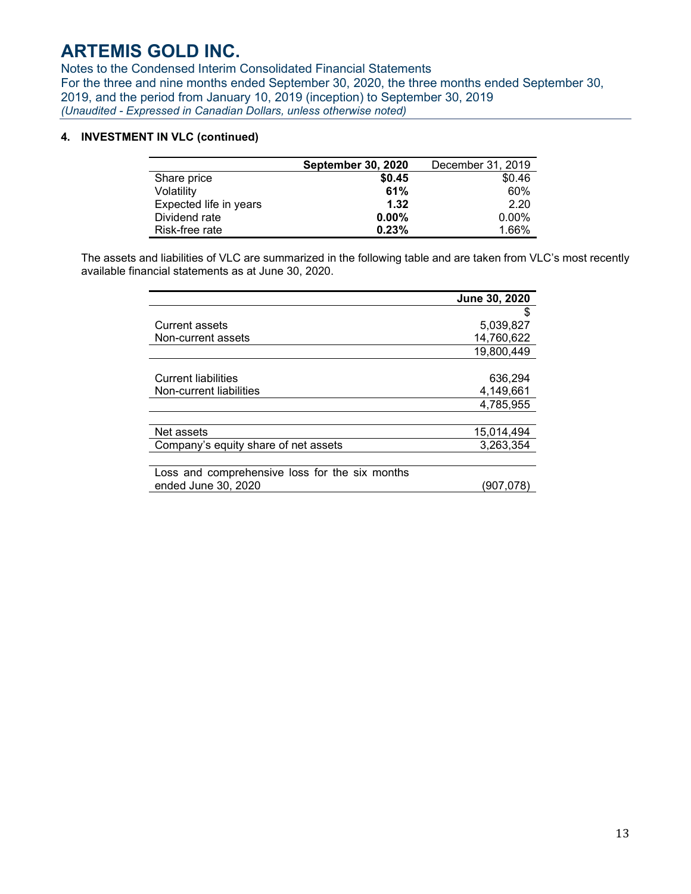## 4. INVESTMENT IN VLC (continued)

| | **September 30, 2020** | December 31, 2019 |
|---|---|---|
| Share price | **$0.45** | $0.46 |
| Volatility | **61%** | 60% |
| Expected life in years | **1.32** | 2.20 |
| Dividend rate | **0.00%** | 0.00% |
| Risk-free rate | **0.23%** | 1.66% |

The assets and liabilities of VLC are summarized in the following table and are taken from VLC's most recently available financial statements as at June 30, 2020.

| | **June 30, 2020** |
|---|---|
| | $ |
| Current assets | 5,039,827 |
| Non-current assets | 14,760,622 |
| | 19,800,449 |
| | |
| Current liabilities | 636,294 |
| Non-current liabilities | 4,149,661 |
| | 4,785,955 |
| | |
| Net assets | 15,014,494 |
| Company's equity share of net assets | 3,263,354 |
| | |
| Loss and comprehensive loss for the six months ended June 30, 2020 | (907,078) |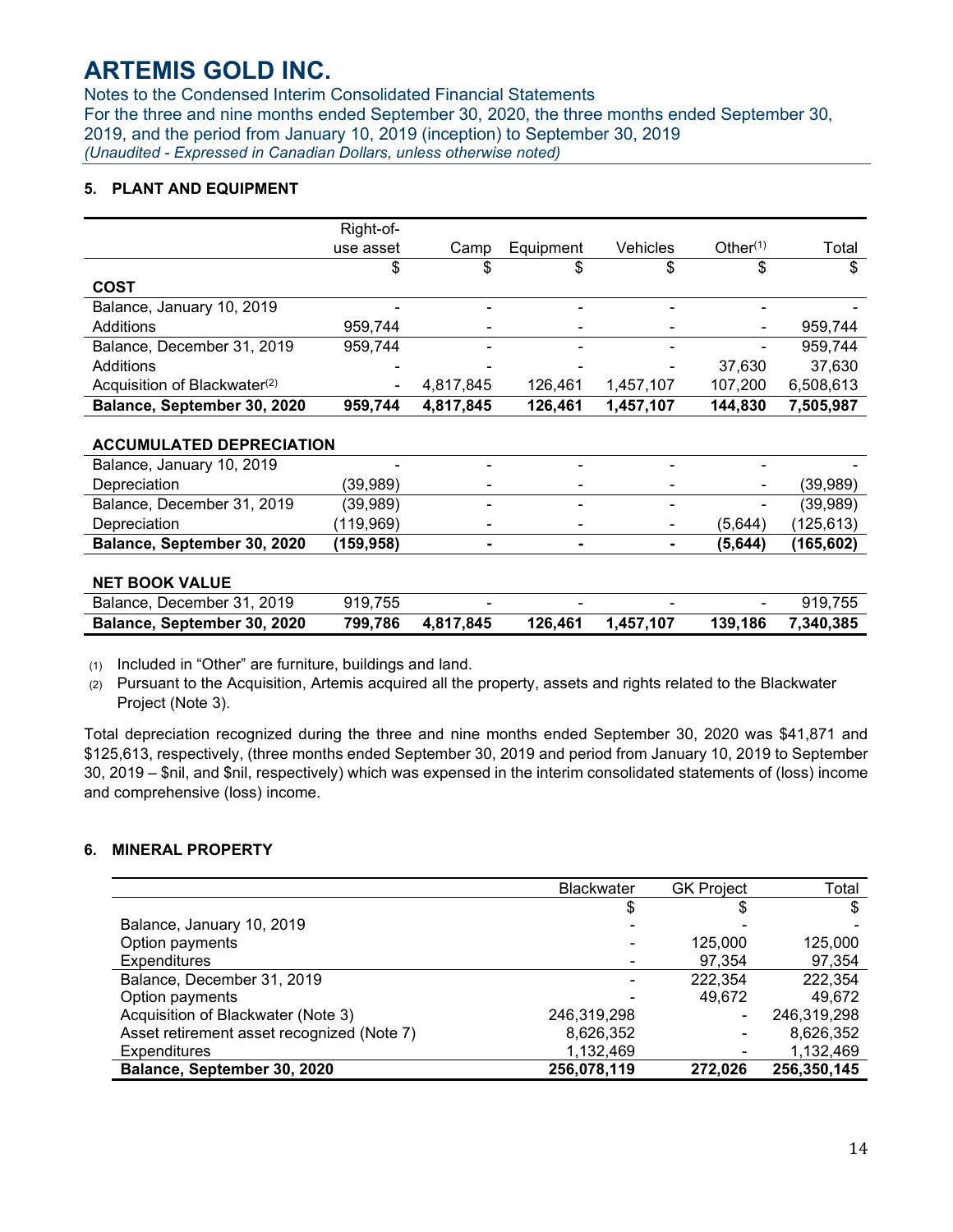# ARTEMIS GOLD INC.

Notes to the Condensed Interim Consolidated Financial Statements
For the three and nine months ended September 30, 2020, the three months ended September 30, 2019, and the period from January 10, 2019 (inception) to September 30, 2019
*(Unaudited - Expressed in Canadian Dollars, unless otherwise noted)*

## 5. PLANT AND EQUIPMENT

| | Right-of-use asset | Camp | Equipment | Vehicles | Other[1] | Total |
|---|---|---|---|---|---|---|
| | $ | $ | $ | $ | $ | $ |
| **COST** | | | | | | |
| Balance, January 10, 2019 | - | - | - | - | - | - |
| Additions | 959,744 | - | - | - | - | 959,744 |
| Balance, December 31, 2019 | 959,744 | - | - | - | - | 959,744 |
| Additions | - | - | - | - | 37,630 | 37,630 |
| Acquisition of Blackwater[2] | - | 4,817,845 | 126,461 | 1,457,107 | 107,200 | 6,508,613 |
| **Balance, September 30, 2020** | **959,744** | **4,817,845** | **126,461** | **1,457,107** | **144,830** | **7,505,987** |
| | | | | | | |
| **ACCUMULATED DEPRECIATION** | | | | | | |
| Balance, January 10, 2019 | - | - | - | - | - | - |
| Depreciation | (39,989) | - | - | - | - | (39,989) |
| Balance, December 31, 2019 | (39,989) | - | - | - | - | (39,989) |
| Depreciation | (119,969) | - | - | - | (5,644) | (125,613) |
| **Balance, September 30, 2020** | **(159,958)** | **-** | **-** | **-** | **(5,644)** | **(165,602)** |
| | | | | | | |
| **NET BOOK VALUE** | | | | | | |
| Balance, December 31, 2019 | 919,755 | - | - | - | - | 919,755 |
| **Balance, September 30, 2020** | **799,786** | **4,817,845** | **126,461** | **1,457,107** | **139,186** | **7,340,385** |

(1) Included in "Other" are furniture, buildings and land.

(2) Pursuant to the Acquisition, Artemis acquired all the property, assets and rights related to the Blackwater Project (Note 3).

Total depreciation recognized during the three and nine months ended September 30, 2020 was $41,871 and $125,613, respectively, (three months ended September 30, 2019 and period from January 10, 2019 to September 30, 2019 – $nil, and $nil, respectively) which was expensed in the interim consolidated statements of (loss) income and comprehensive (loss) income.

## 6. MINERAL PROPERTY

| | Blackwater | GK Project | Total |
|---|---|---|---|
| | $ | $ | $ |
| Balance, January 10, 2019 | - | - | - |
| Option payments | - | 125,000 | 125,000 |
| Expenditures | - | 97,354 | 97,354 |
| Balance, December 31, 2019 | - | 222,354 | 222,354 |
| Option payments | - | 49,672 | 49,672 |
| Acquisition of Blackwater (Note 3) | 246,319,298 | - | 246,319,298 |
| Asset retirement asset recognized (Note 7) | 8,626,352 | - | 8,626,352 |
| Expenditures | 1,132,469 | - | 1,132,469 |
| **Balance, September 30, 2020** | **256,078,119** | **272,026** | **256,350,145** |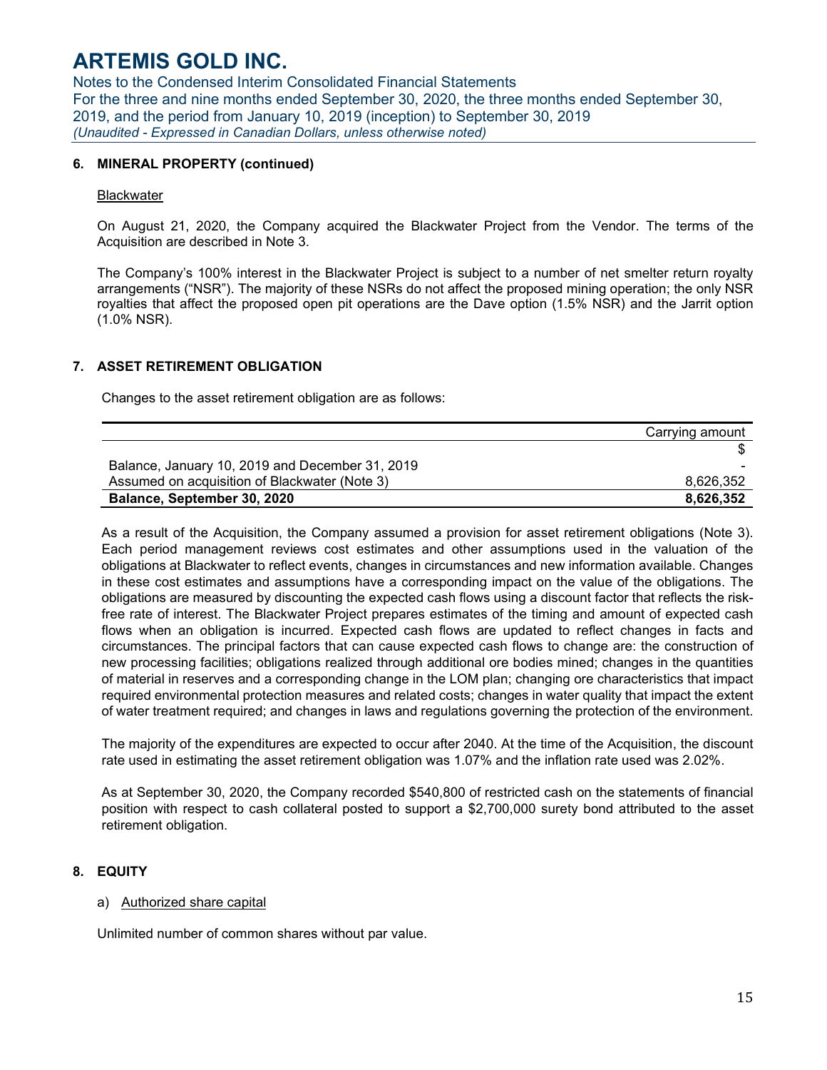## 6. MINERAL PROPERTY (continued)

Blackwater

On August 21, 2020, the Company acquired the Blackwater Project from the Vendor. The terms of the Acquisition are described in Note 3.

The Company's 100% interest in the Blackwater Project is subject to a number of net smelter return royalty arrangements ("NSR"). The majority of these NSRs do not affect the proposed mining operation; the only NSR royalties that affect the proposed open pit operations are the Dave option (1.5% NSR) and the Jarrit option (1.0% NSR).

## 7. ASSET RETIREMENT OBLIGATION

Changes to the asset retirement obligation are as follows:

| | Carrying amount |
|---|---|
| | $ |
| Balance, January 10, 2019 and December 31, 2019 | - |
| Assumed on acquisition of Blackwater (Note 3) | 8,626,352 |
| **Balance, September 30, 2020** | **8,626,352** |

As a result of the Acquisition, the Company assumed a provision for asset retirement obligations (Note 3). Each period management reviews cost estimates and other assumptions used in the valuation of the obligations at Blackwater to reflect events, changes in circumstances and new information available. Changes in these cost estimates and assumptions have a corresponding impact on the value of the obligations. The obligations are measured by discounting the expected cash flows using a discount factor that reflects the risk-free rate of interest. The Blackwater Project prepares estimates of the timing and amount of expected cash flows when an obligation is incurred. Expected cash flows are updated to reflect changes in facts and circumstances. The principal factors that can cause expected cash flows to change are: the construction of new processing facilities; obligations realized through additional ore bodies mined; changes in the quantities of material in reserves and a corresponding change in the LOM plan; changing ore characteristics that impact required environmental protection measures and related costs; changes in water quality that impact the extent of water treatment required; and changes in laws and regulations governing the protection of the environment.

The majority of the expenditures are expected to occur after 2040. At the time of the Acquisition, the discount rate used in estimating the asset retirement obligation was 1.07% and the inflation rate used was 2.02%.

As at September 30, 2020, the Company recorded $540,800 of restricted cash on the statements of financial position with respect to cash collateral posted to support a $2,700,000 surety bond attributed to the asset retirement obligation.

## 8. EQUITY

a) Authorized share capital

Unlimited number of common shares without par value.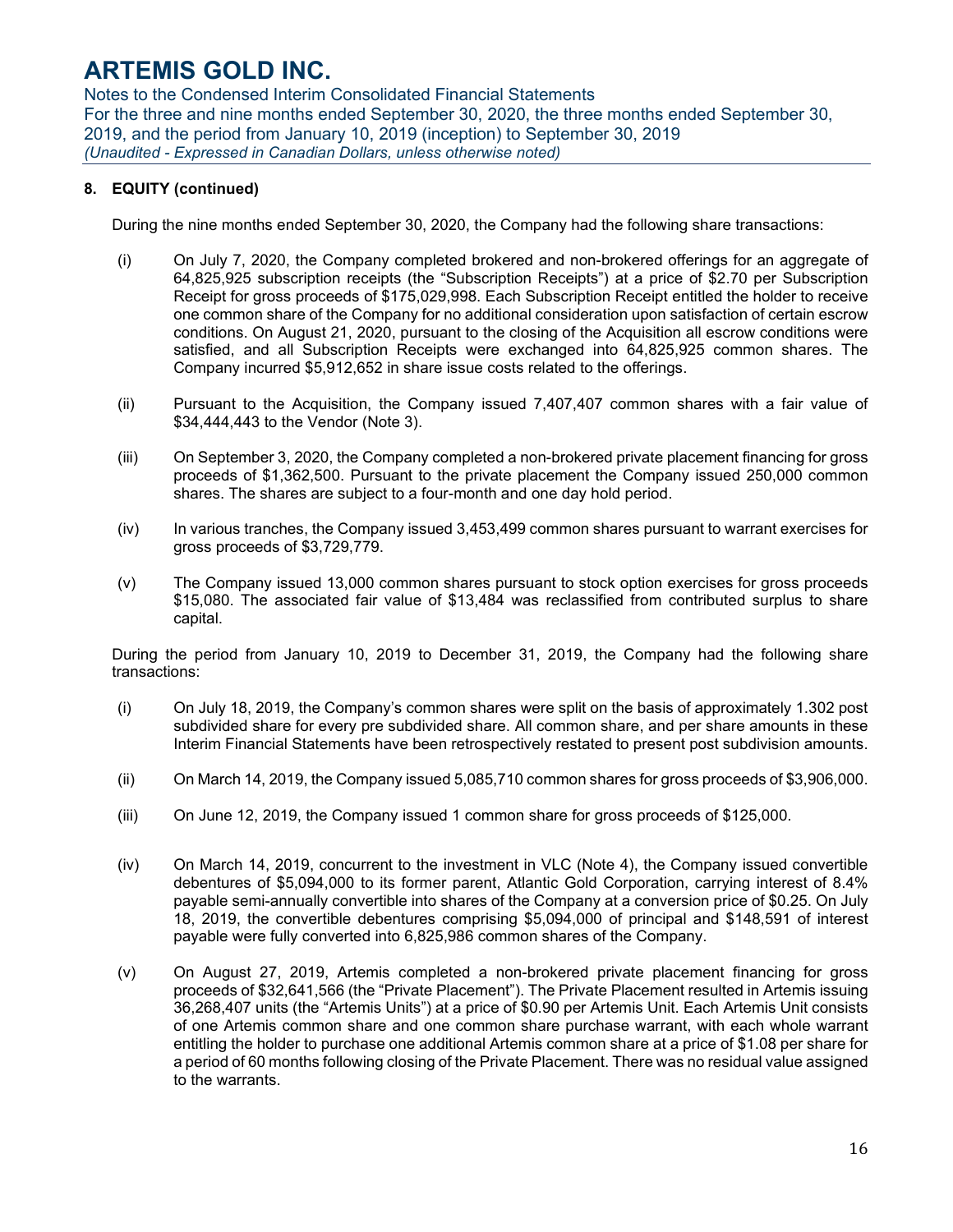**8. EQUITY (continued)**

During the nine months ended September 30, 2020, the Company had the following share transactions:

(i) On July 7, 2020, the Company completed brokered and non-brokered offerings for an aggregate of 64,825,925 subscription receipts (the "Subscription Receipts") at a price of $2.70 per Subscription Receipt for gross proceeds of $175,029,998. Each Subscription Receipt entitled the holder to receive one common share of the Company for no additional consideration upon satisfaction of certain escrow conditions. On August 21, 2020, pursuant to the closing of the Acquisition all escrow conditions were satisfied, and all Subscription Receipts were exchanged into 64,825,925 common shares. The Company incurred $5,912,652 in share issue costs related to the offerings.

(ii) Pursuant to the Acquisition, the Company issued 7,407,407 common shares with a fair value of $34,444,443 to the Vendor (Note 3).

(iii) On September 3, 2020, the Company completed a non-brokered private placement financing for gross proceeds of $1,362,500. Pursuant to the private placement the Company issued 250,000 common shares. The shares are subject to a four-month and one day hold period.

(iv) In various tranches, the Company issued 3,453,499 common shares pursuant to warrant exercises for gross proceeds of $3,729,779.

(v) The Company issued 13,000 common shares pursuant to stock option exercises for gross proceeds $15,080. The associated fair value of $13,484 was reclassified from contributed surplus to share capital.

During the period from January 10, 2019 to December 31, 2019, the Company had the following share transactions:

(i) On July 18, 2019, the Company's common shares were split on the basis of approximately 1.302 post subdivided share for every pre subdivided share. All common share, and per share amounts in these Interim Financial Statements have been retrospectively restated to present post subdivision amounts.

(ii) On March 14, 2019, the Company issued 5,085,710 common shares for gross proceeds of $3,906,000.

(iii) On June 12, 2019, the Company issued 1 common share for gross proceeds of $125,000.

(iv) On March 14, 2019, concurrent to the investment in VLC (Note 4), the Company issued convertible debentures of $5,094,000 to its former parent, Atlantic Gold Corporation, carrying interest of 8.4% payable semi-annually convertible into shares of the Company at a conversion price of $0.25. On July 18, 2019, the convertible debentures comprising $5,094,000 of principal and $148,591 of interest payable were fully converted into 6,825,986 common shares of the Company.

(v) On August 27, 2019, Artemis completed a non-brokered private placement financing for gross proceeds of $32,641,566 (the "Private Placement"). The Private Placement resulted in Artemis issuing 36,268,407 units (the "Artemis Units") at a price of $0.90 per Artemis Unit. Each Artemis Unit consists of one Artemis common share and one common share purchase warrant, with each whole warrant entitling the holder to purchase one additional Artemis common share at a price of $1.08 per share for a period of 60 months following closing of the Private Placement. There was no residual value assigned to the warrants.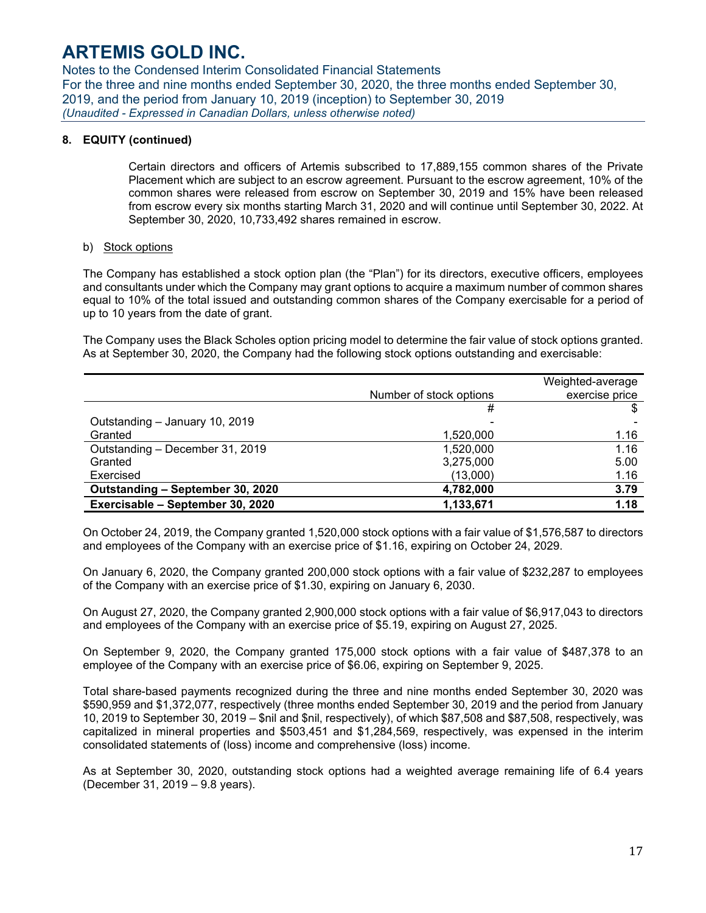## 8. EQUITY (continued)

Certain directors and officers of Artemis subscribed to 17,889,155 common shares of the Private Placement which are subject to an escrow agreement. Pursuant to the escrow agreement, 10% of the common shares were released from escrow on September 30, 2019 and 15% have been released from escrow every six months starting March 31, 2020 and will continue until September 30, 2022. At September 30, 2020, 10,733,492 shares remained in escrow.

b) Stock options

The Company has established a stock option plan (the "Plan") for its directors, executive officers, employees and consultants under which the Company may grant options to acquire a maximum number of common shares equal to 10% of the total issued and outstanding common shares of the Company exercisable for a period of up to 10 years from the date of grant.

The Company uses the Black Scholes option pricing model to determine the fair value of stock options granted. As at September 30, 2020, the Company had the following stock options outstanding and exercisable:

| | Number of stock options | Weighted-average exercise price |
|---|---|---|
| | # | $ |
| Outstanding – January 10, 2019 | - | - |
| Granted | 1,520,000 | 1.16 |
| Outstanding – December 31, 2019 | 1,520,000 | 1.16 |
| Granted | 3,275,000 | 5.00 |
| Exercised | (13,000) | 1.16 |
| **Outstanding – September 30, 2020** | **4,782,000** | **3.79** |
| **Exercisable – September 30, 2020** | **1,133,671** | **1.18** |

On October 24, 2019, the Company granted 1,520,000 stock options with a fair value of $1,576,587 to directors and employees of the Company with an exercise price of $1.16, expiring on October 24, 2029.

On January 6, 2020, the Company granted 200,000 stock options with a fair value of $232,287 to employees of the Company with an exercise price of $1.30, expiring on January 6, 2030.

On August 27, 2020, the Company granted 2,900,000 stock options with a fair value of $6,917,043 to directors and employees of the Company with an exercise price of $5.19, expiring on August 27, 2025.

On September 9, 2020, the Company granted 175,000 stock options with a fair value of $487,378 to an employee of the Company with an exercise price of $6.06, expiring on September 9, 2025.

Total share-based payments recognized during the three and nine months ended September 30, 2020 was $590,959 and $1,372,077, respectively (three months ended September 30, 2019 and the period from January 10, 2019 to September 30, 2019 – $nil and $nil, respectively), of which $87,508 and $87,508, respectively, was capitalized in mineral properties and $503,451 and $1,284,569, respectively, was expensed in the interim consolidated statements of (loss) income and comprehensive (loss) income.

As at September 30, 2020, outstanding stock options had a weighted average remaining life of 6.4 years (December 31, 2019 – 9.8 years).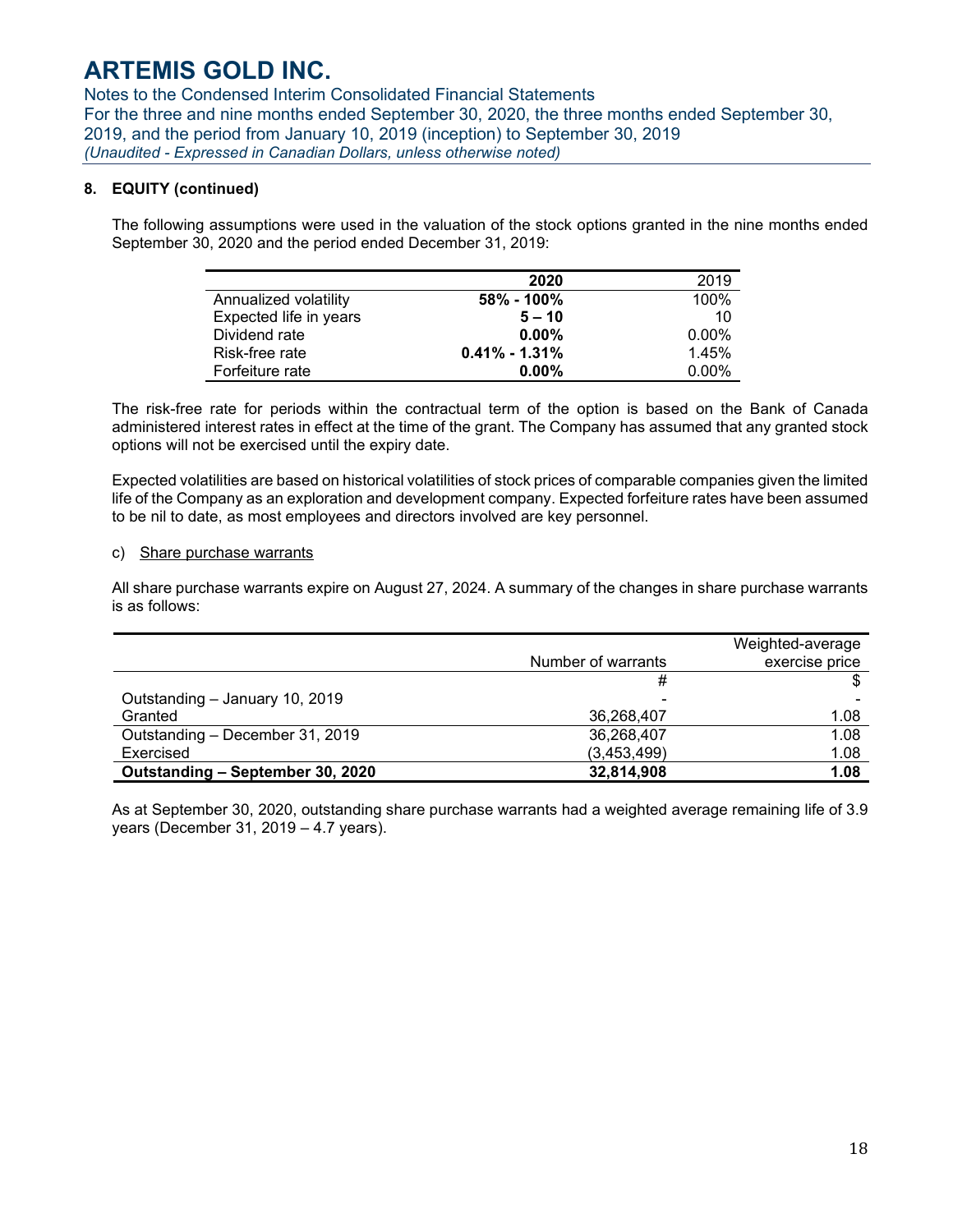**8. EQUITY (continued)**

The following assumptions were used in the valuation of the stock options granted in the nine months ended September 30, 2020 and the period ended December 31, 2019:

| | **2020** | 2019 |
|---|---|---|
| Annualized volatility | **58% - 100%** | 100% |
| Expected life in years | **5 – 10** | 10 |
| Dividend rate | **0.00%** | 0.00% |
| Risk-free rate | **0.41% - 1.31%** | 1.45% |
| Forfeiture rate | **0.00%** | 0.00% |

The risk-free rate for periods within the contractual term of the option is based on the Bank of Canada administered interest rates in effect at the time of the grant. The Company has assumed that any granted stock options will not be exercised until the expiry date.

Expected volatilities are based on historical volatilities of stock prices of comparable companies given the limited life of the Company as an exploration and development company. Expected forfeiture rates have been assumed to be nil to date, as most employees and directors involved are key personnel.

c) Share purchase warrants

All share purchase warrants expire on August 27, 2024. A summary of the changes in share purchase warrants is as follows:

| | Number of warrants | Weighted-average exercise price |
|---|---|---|
| | # | $ |
| Outstanding – January 10, 2019 | - | - |
| Granted | 36,268,407 | 1.08 |
| Outstanding – December 31, 2019 | 36,268,407 | 1.08 |
| Exercised | (3,453,499) | 1.08 |
| **Outstanding – September 30, 2020** | **32,814,908** | **1.08** |

As at September 30, 2020, outstanding share purchase warrants had a weighted average remaining life of 3.9 years (December 31, 2019 – 4.7 years).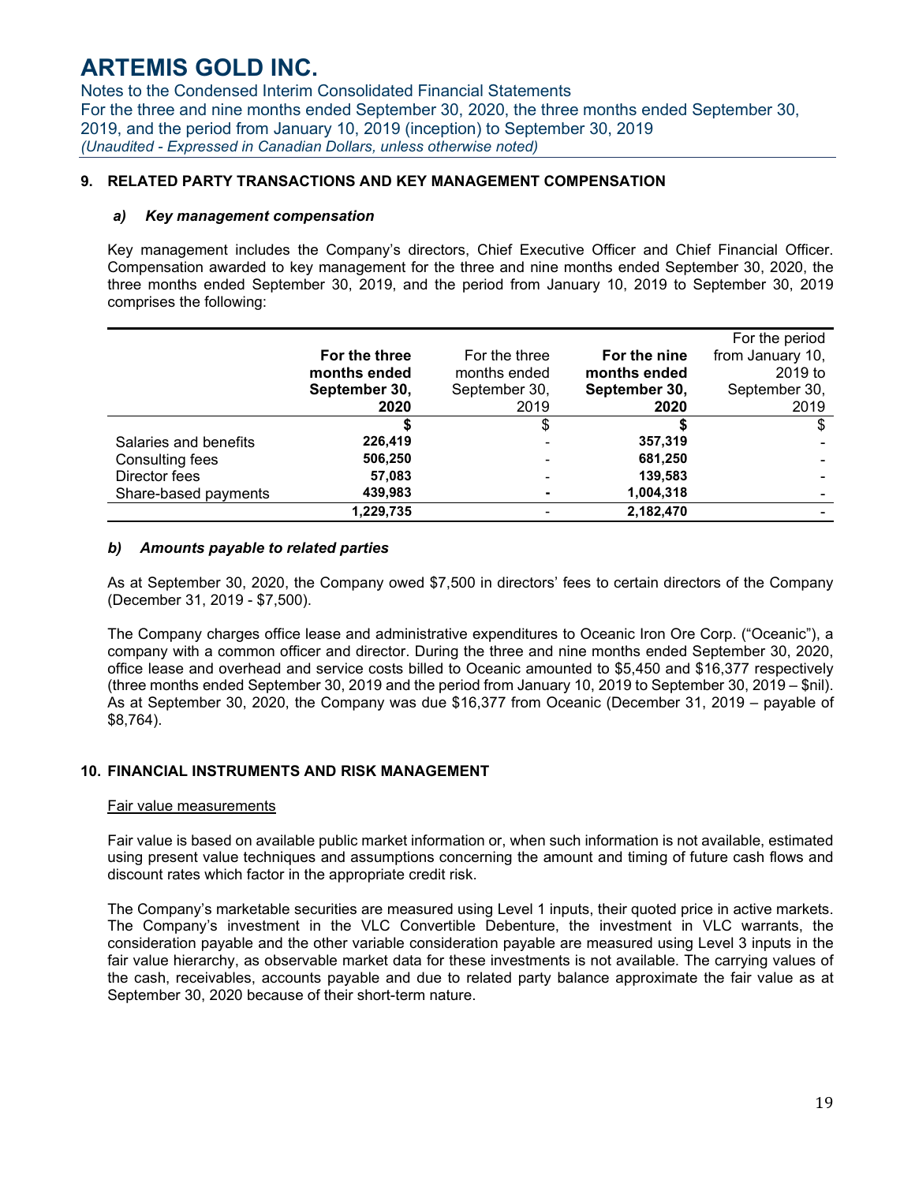# ARTEMIS GOLD INC.

Notes to the Condensed Interim Consolidated Financial Statements
For the three and nine months ended September 30, 2020, the three months ended September 30, 2019, and the period from January 10, 2019 (inception) to September 30, 2019
*(Unaudited - Expressed in Canadian Dollars, unless otherwise noted)*

## 9. RELATED PARTY TRANSACTIONS AND KEY MANAGEMENT COMPENSATION

### *a) Key management compensation*

Key management includes the Company's directors, Chief Executive Officer and Chief Financial Officer. Compensation awarded to key management for the three and nine months ended September 30, 2020, the three months ended September 30, 2019, and the period from January 10, 2019 to September 30, 2019 comprises the following:

| | **For the three months ended September 30, 2020** | For the three months ended September 30, 2019 | **For the nine months ended September 30, 2020** | For the period from January 10, 2019 to September 30, 2019 |
|---|---|---|---|---|
| | **$** | $ | **$** | $ |
| Salaries and benefits | **226,419** | - | **357,319** | - |
| Consulting fees | **506,250** | - | **681,250** | - |
| Director fees | **57,083** | - | **139,583** | - |
| Share-based payments | **439,983** | - | **1,004,318** | - |
| | **1,229,735** | - | **2,182,470** | - |

### *b) Amounts payable to related parties*

As at September 30, 2020, the Company owed $7,500 in directors' fees to certain directors of the Company (December 31, 2019 - $7,500).

The Company charges office lease and administrative expenditures to Oceanic Iron Ore Corp. ("Oceanic"), a company with a common officer and director. During the three and nine months ended September 30, 2020, office lease and overhead and service costs billed to Oceanic amounted to $5,450 and $16,377 respectively (three months ended September 30, 2019 and the period from January 10, 2019 to September 30, 2019 – $nil). As at September 30, 2020, the Company was due $16,377 from Oceanic (December 31, 2019 – payable of $8,764).

## 10. FINANCIAL INSTRUMENTS AND RISK MANAGEMENT

Fair value measurements

Fair value is based on available public market information or, when such information is not available, estimated using present value techniques and assumptions concerning the amount and timing of future cash flows and discount rates which factor in the appropriate credit risk.

The Company's marketable securities are measured using Level 1 inputs, their quoted price in active markets. The Company's investment in the VLC Convertible Debenture, the investment in VLC warrants, the consideration payable and the other variable consideration payable are measured using Level 3 inputs in the fair value hierarchy, as observable market data for these investments is not available. The carrying values of the cash, receivables, accounts payable and due to related party balance approximate the fair value as at September 30, 2020 because of their short-term nature.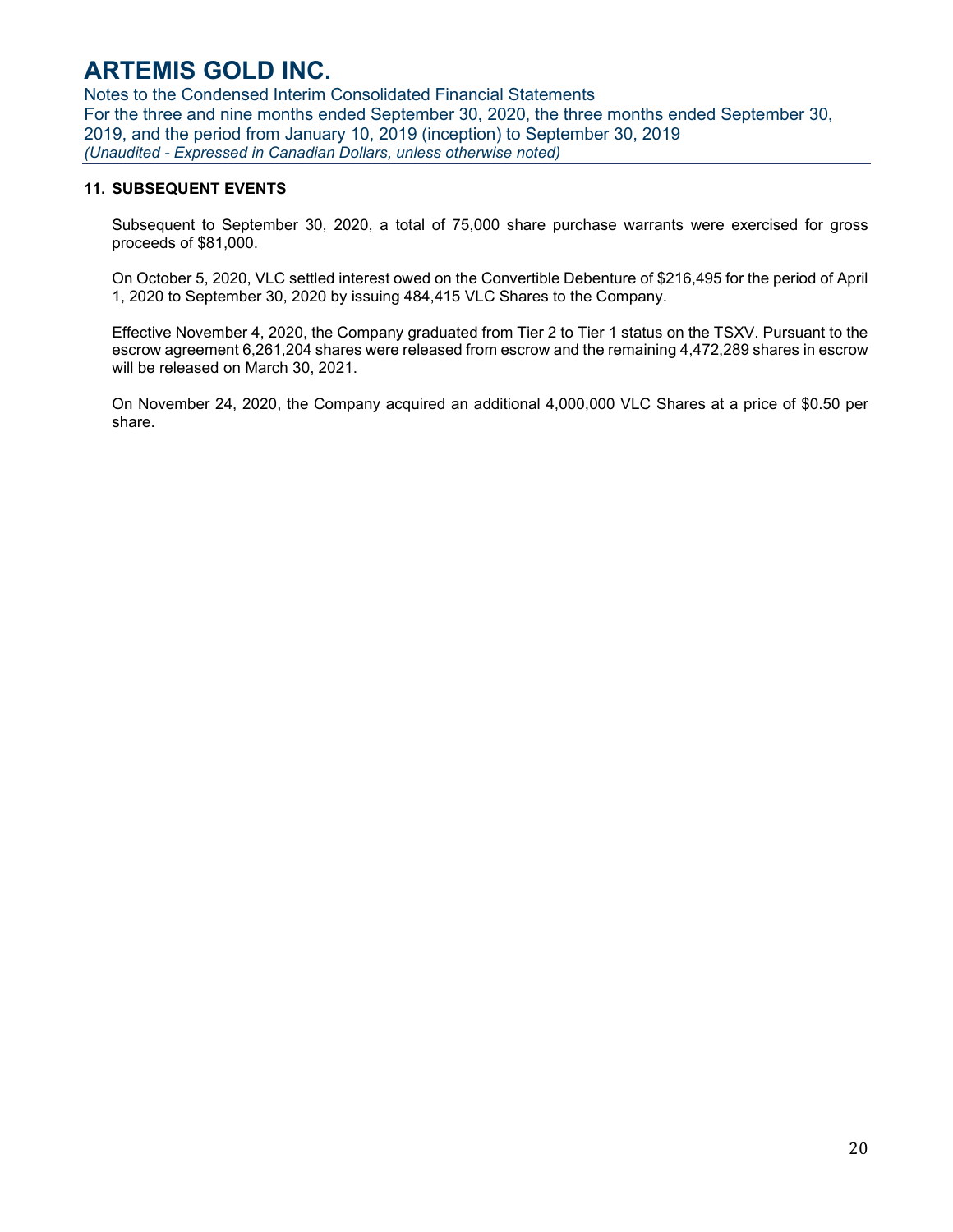## 11. SUBSEQUENT EVENTS

Subsequent to September 30, 2020, a total of 75,000 share purchase warrants were exercised for gross proceeds of $81,000.

On October 5, 2020, VLC settled interest owed on the Convertible Debenture of $216,495 for the period of April 1, 2020 to September 30, 2020 by issuing 484,415 VLC Shares to the Company.

Effective November 4, 2020, the Company graduated from Tier 2 to Tier 1 status on the TSXV. Pursuant to the escrow agreement 6,261,204 shares were released from escrow and the remaining 4,472,289 shares in escrow will be released on March 30, 2021.

On November 24, 2020, the Company acquired an additional 4,000,000 VLC Shares at a price of $0.50 per share.